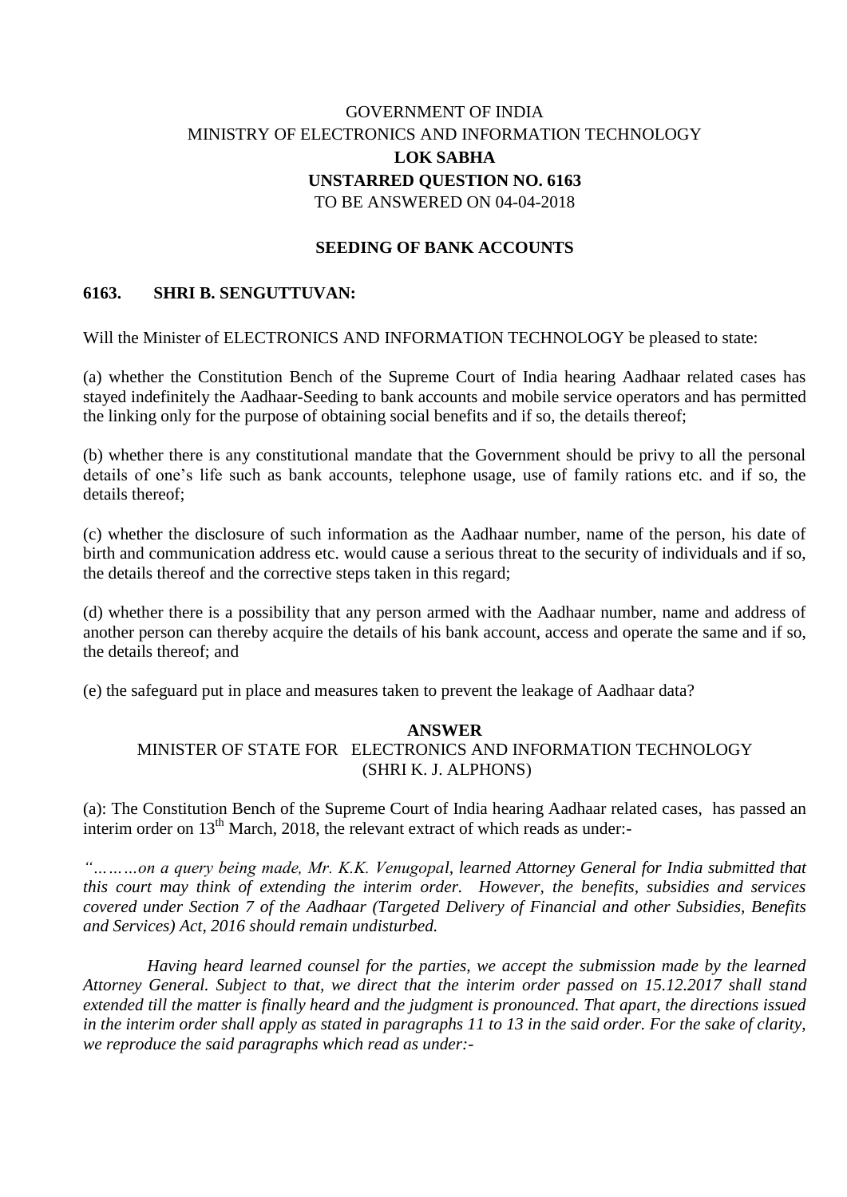GOVERNMENT OF INDIA

MINISTRY OF ELECTRONICS AND INFORMATION TECHNOLOGY

**LOK SABHA**

**UNSTARRED QUESTION NO. 6163**

TO BE ANSWERED ON 04-04-2018

**SEEDING OF BANK ACCOUNTS**

**6163. SHRI B. SENGUTTUVAN:**

Will the Minister of ELECTRONICS AND INFORMATION TECHNOLOGY be pleased to state:

(a) whether the Constitution Bench of the Supreme Court of India hearing Aadhaar related cases has stayed indefinitely the Aadhaar-Seeding to bank accounts and mobile service operators and has permitted the linking only for the purpose of obtaining social benefits and if so, the details thereof;

(b) whether there is any constitutional mandate that the Government should be privy to all the personal details of one's life such as bank accounts, telephone usage, use of family rations etc. and if so, the details thereof;

(c) whether the disclosure of such information as the Aadhaar number, name of the person, his date of birth and communication address etc. would cause a serious threat to the security of individuals and if so, the details thereof and the corrective steps taken in this regard;

(d) whether there is a possibility that any person armed with the Aadhaar number, name and address of another person can thereby acquire the details of his bank account, access and operate the same and if so, the details thereof; and

(e) the safeguard put in place and measures taken to prevent the leakage of Aadhaar data?

**ANSWER**

MINISTER OF STATE FOR ELECTRONICS AND INFORMATION TECHNOLOGY
(SHRI K. J. ALPHONS)

(a): The Constitution Bench of the Supreme Court of India hearing Aadhaar related cases, has passed an interim order on 13th March, 2018, the relevant extract of which reads as under:-

*"………on a query being made, Mr. K.K. Venugopal, learned Attorney General for India submitted that this court may think of extending the interim order. However, the benefits, subsidies and services covered under Section 7 of the Aadhaar (Targeted Delivery of Financial and other Subsidies, Benefits and Services) Act, 2016 should remain undisturbed.*

*Having heard learned counsel for the parties, we accept the submission made by the learned Attorney General. Subject to that, we direct that the interim order passed on 15.12.2017 shall stand extended till the matter is finally heard and the judgment is pronounced. That apart, the directions issued in the interim order shall apply as stated in paragraphs 11 to 13 in the said order. For the sake of clarity, we reproduce the said paragraphs which read as under:-*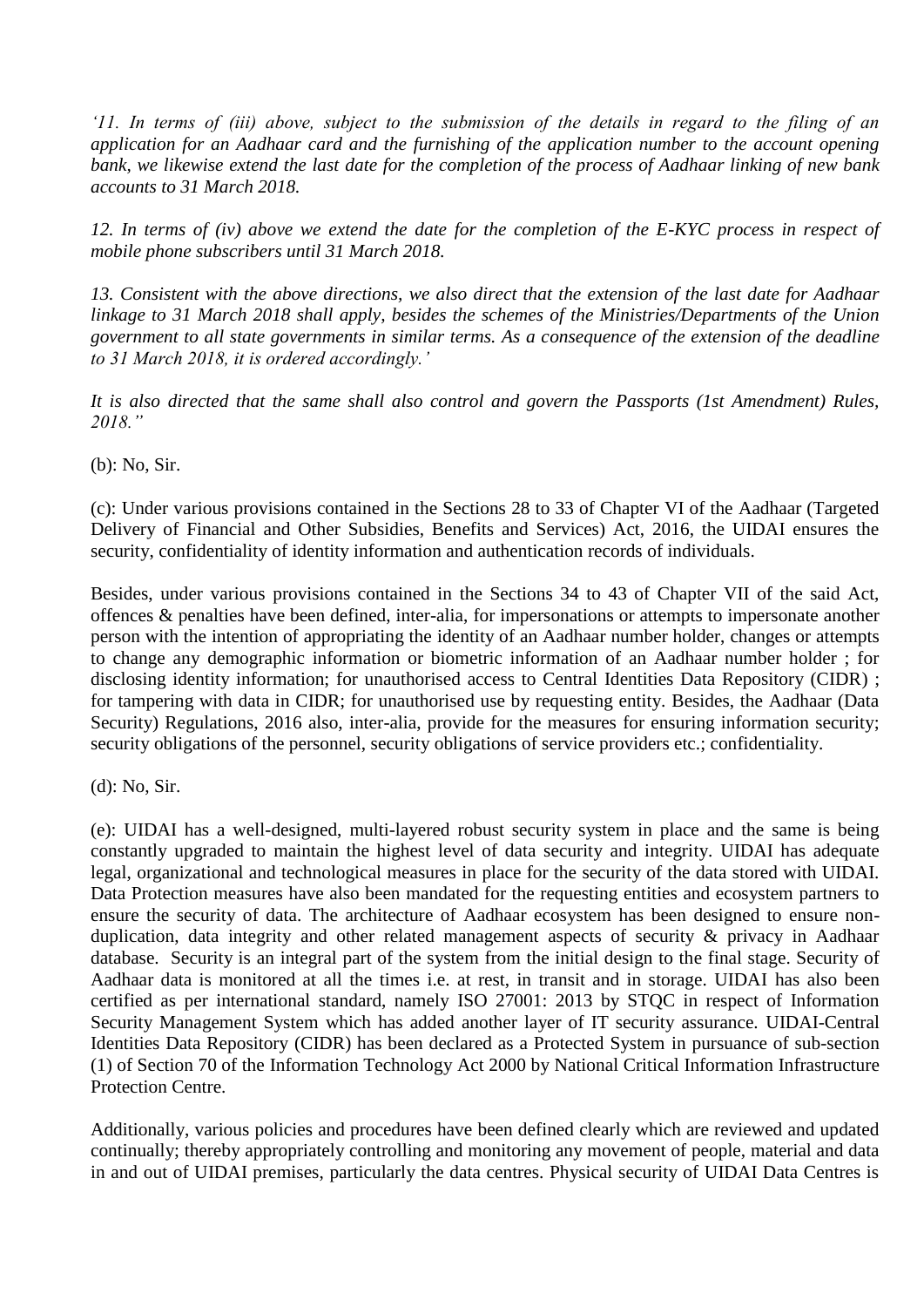*'11. In terms of (iii) above, subject to the submission of the details in regard to the filing of an application for an Aadhaar card and the furnishing of the application number to the account opening bank, we likewise extend the last date for the completion of the process of Aadhaar linking of new bank accounts to 31 March 2018.*

*12. In terms of (iv) above we extend the date for the completion of the E-KYC process in respect of mobile phone subscribers until 31 March 2018.*

*13. Consistent with the above directions, we also direct that the extension of the last date for Aadhaar linkage to 31 March 2018 shall apply, besides the schemes of the Ministries/Departments of the Union government to all state governments in similar terms. As a consequence of the extension of the deadline to 31 March 2018, it is ordered accordingly.'*

*It is also directed that the same shall also control and govern the Passports (1st Amendment) Rules, 2018."*

(b): No, Sir.

(c): Under various provisions contained in the Sections 28 to 33 of Chapter VI of the Aadhaar (Targeted Delivery of Financial and Other Subsidies, Benefits and Services) Act, 2016, the UIDAI ensures the security, confidentiality of identity information and authentication records of individuals.

Besides, under various provisions contained in the Sections 34 to 43 of Chapter VII of the said Act, offences & penalties have been defined, inter-alia, for impersonations or attempts to impersonate another person with the intention of appropriating the identity of an Aadhaar number holder, changes or attempts to change any demographic information or biometric information of an Aadhaar number holder ; for disclosing identity information; for unauthorised access to Central Identities Data Repository (CIDR) ; for tampering with data in CIDR; for unauthorised use by requesting entity. Besides, the Aadhaar (Data Security) Regulations, 2016 also, inter-alia, provide for the measures for ensuring information security; security obligations of the personnel, security obligations of service providers etc.; confidentiality.

(d): No, Sir.

(e): UIDAI has a well-designed, multi-layered robust security system in place and the same is being constantly upgraded to maintain the highest level of data security and integrity. UIDAI has adequate legal, organizational and technological measures in place for the security of the data stored with UIDAI. Data Protection measures have also been mandated for the requesting entities and ecosystem partners to ensure the security of data. The architecture of Aadhaar ecosystem has been designed to ensure non-duplication, data integrity and other related management aspects of security & privacy in Aadhaar database. Security is an integral part of the system from the initial design to the final stage. Security of Aadhaar data is monitored at all the times i.e. at rest, in transit and in storage. UIDAI has also been certified as per international standard, namely ISO 27001: 2013 by STQC in respect of Information Security Management System which has added another layer of IT security assurance. UIDAI-Central Identities Data Repository (CIDR) has been declared as a Protected System in pursuance of sub-section (1) of Section 70 of the Information Technology Act 2000 by National Critical Information Infrastructure Protection Centre.

Additionally, various policies and procedures have been defined clearly which are reviewed and updated continually; thereby appropriately controlling and monitoring any movement of people, material and data in and out of UIDAI premises, particularly the data centres. Physical security of UIDAI Data Centres is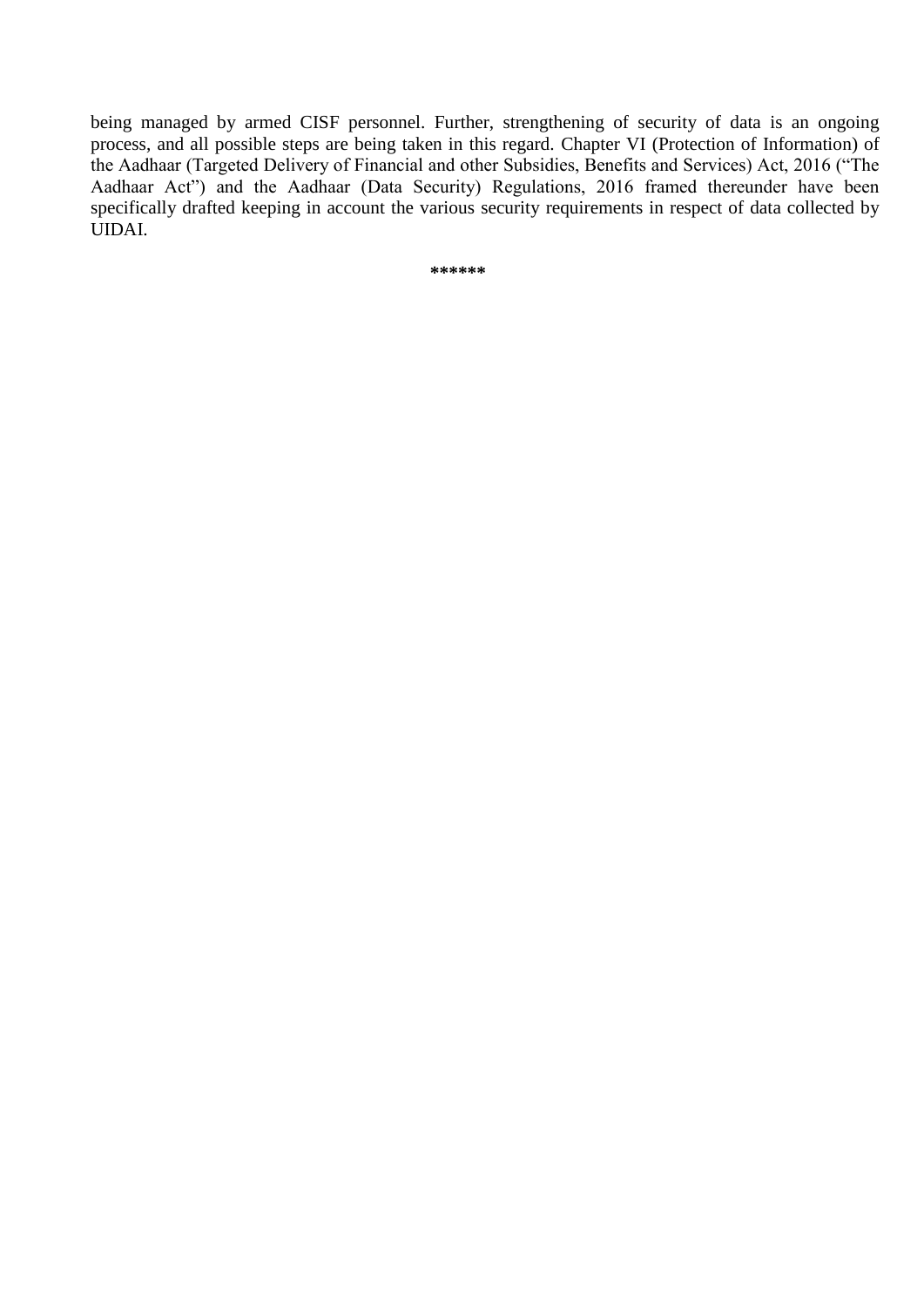being managed by armed CISF personnel. Further, strengthening of security of data is an ongoing process, and all possible steps are being taken in this regard. Chapter VI (Protection of Information) of the Aadhaar (Targeted Delivery of Financial and other Subsidies, Benefits and Services) Act, 2016 ("The Aadhaar Act") and the Aadhaar (Data Security) Regulations, 2016 framed thereunder have been specifically drafted keeping in account the various security requirements in respect of data collected by UIDAI.

******